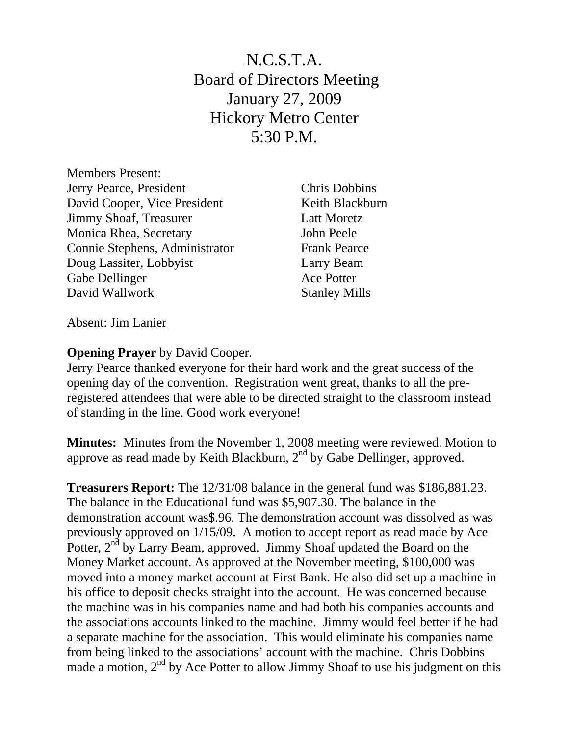# N.C.S.T.A.
# Board of Directors Meeting
# January 27, 2009
# Hickory Metro Center
# 5:30 P.M.

Members Present:

| | |
|---|---|
| Jerry Pearce, President | Chris Dobbins |
| David Cooper, Vice President | Keith Blackburn |
| Jimmy Shoaf, Treasurer | Latt Moretz |
| Monica Rhea, Secretary | John Peele |
| Connie Stephens, Administrator | Frank Pearce |
| Doug Lassiter, Lobbyist | Larry Beam |
| Gabe Dellinger | Ace Potter |
| David Wallwork | Stanley Mills |

Absent: Jim Lanier

**Opening Prayer** by David Cooper.
Jerry Pearce thanked everyone for their hard work and the great success of the opening day of the convention. Registration went great, thanks to all the pre-registered attendees that were able to be directed straight to the classroom instead of standing in the line. Good work everyone!

**Minutes:** Minutes from the November 1, 2008 meeting were reviewed. Motion to approve as read made by Keith Blackburn, 2nd by Gabe Dellinger, approved.

**Treasurers Report:** The 12/31/08 balance in the general fund was $186,881.23. The balance in the Educational fund was $5,907.30. The balance in the demonstration account was$.96. The demonstration account was dissolved as was previously approved on 1/15/09. A motion to accept report as read made by Ace Potter, 2nd by Larry Beam, approved. Jimmy Shoaf updated the Board on the Money Market account. As approved at the November meeting, $100,000 was moved into a money market account at First Bank. He also did set up a machine in his office to deposit checks straight into the account. He was concerned because the machine was in his companies name and had both his companies accounts and the associations accounts linked to the machine. Jimmy would feel better if he had a separate machine for the association. This would eliminate his companies name from being linked to the associations' account with the machine. Chris Dobbins made a motion, 2nd by Ace Potter to allow Jimmy Shoaf to use his judgment on this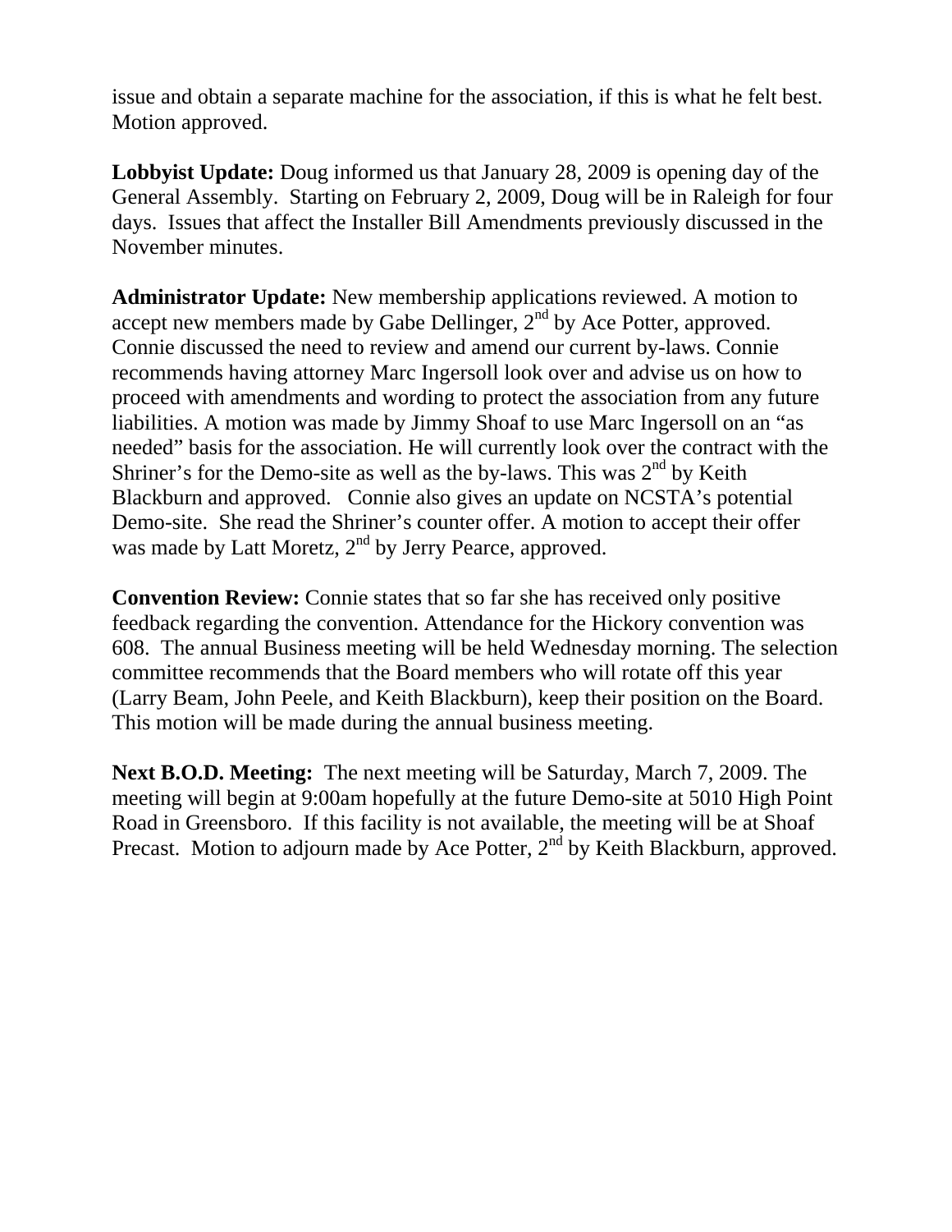issue and obtain a separate machine for the association, if this is what he felt best. Motion approved.

**Lobbyist Update:** Doug informed us that January 28, 2009 is opening day of the General Assembly. Starting on February 2, 2009, Doug will be in Raleigh for four days. Issues that affect the Installer Bill Amendments previously discussed in the November minutes.

**Administrator Update:** New membership applications reviewed. A motion to accept new members made by Gabe Dellinger, 2nd by Ace Potter, approved. Connie discussed the need to review and amend our current by-laws. Connie recommends having attorney Marc Ingersoll look over and advise us on how to proceed with amendments and wording to protect the association from any future liabilities. A motion was made by Jimmy Shoaf to use Marc Ingersoll on an "as needed" basis for the association. He will currently look over the contract with the Shriner's for the Demo-site as well as the by-laws. This was 2nd by Keith Blackburn and approved. Connie also gives an update on NCSTA's potential Demo-site. She read the Shriner's counter offer. A motion to accept their offer was made by Latt Moretz, 2nd by Jerry Pearce, approved.

**Convention Review:** Connie states that so far she has received only positive feedback regarding the convention. Attendance for the Hickory convention was 608. The annual Business meeting will be held Wednesday morning. The selection committee recommends that the Board members who will rotate off this year (Larry Beam, John Peele, and Keith Blackburn), keep their position on the Board. This motion will be made during the annual business meeting.

**Next B.O.D. Meeting:** The next meeting will be Saturday, March 7, 2009. The meeting will begin at 9:00am hopefully at the future Demo-site at 5010 High Point Road in Greensboro. If this facility is not available, the meeting will be at Shoaf Precast. Motion to adjourn made by Ace Potter, 2nd by Keith Blackburn, approved.